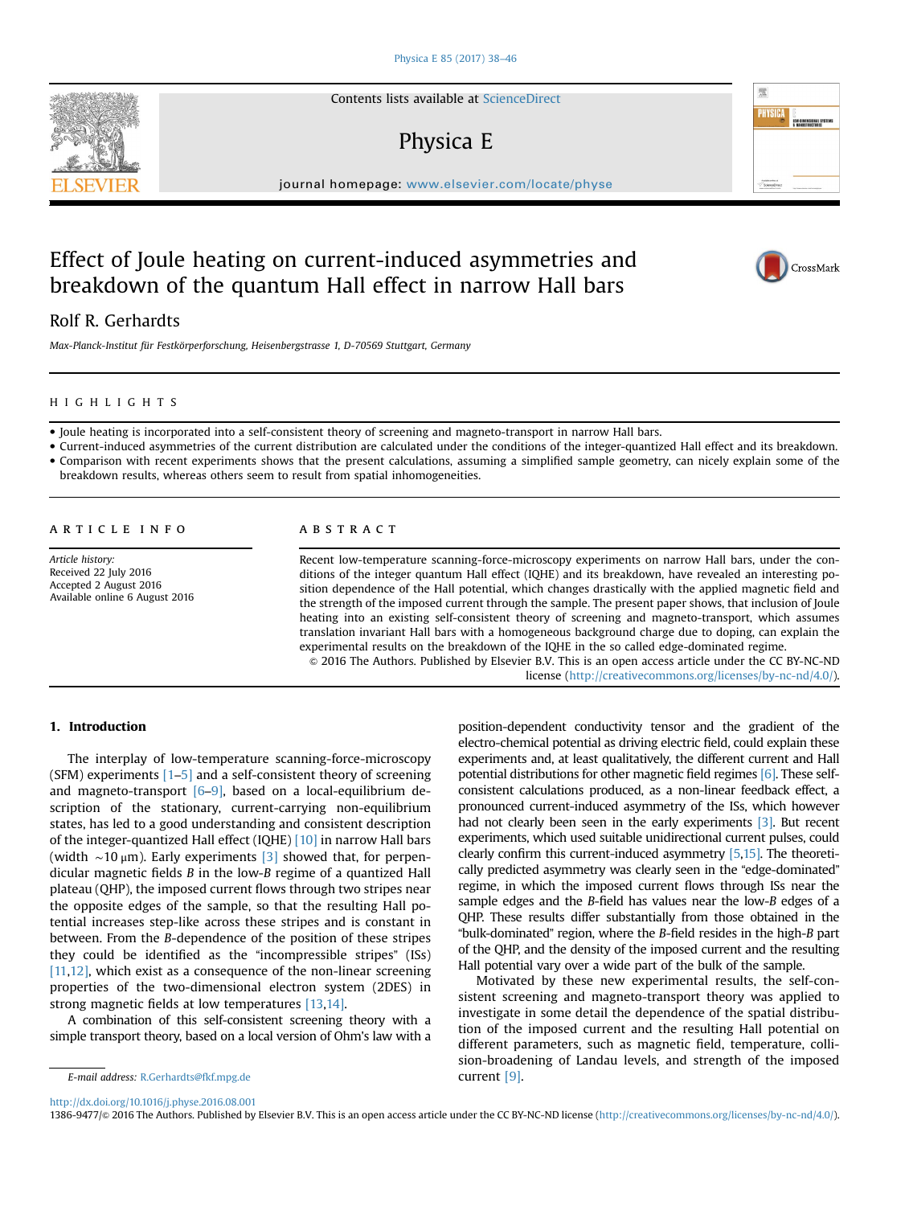# Effect of Joule heating on current-induced asymmetries and breakdown of the quantum Hall effect in narrow Hall bars

Rolf R. Gerhardts

*Max-Planck-Institut für Festkörperforschung, Heisenbergstrasse 1, D-70569 Stuttgart, Germany*

## HIGHLIGHTS

- Joule heating is incorporated into a self-consistent theory of screening and magneto-transport in narrow Hall bars.
- Current-induced asymmetries of the current distribution are calculated under the conditions of the integer-quantized Hall effect and its breakdown.
- Comparison with recent experiments shows that the present calculations, assuming a simplified sample geometry, can nicely explain some of the breakdown results, whereas others seem to result from spatial inhomogeneities.

## ARTICLE INFO

*Article history:*
Received 22 July 2016
Accepted 2 August 2016
Available online 6 August 2016

## ABSTRACT

Recent low-temperature scanning-force-microscopy experiments on narrow Hall bars, under the conditions of the integer quantum Hall effect (IQHE) and its breakdown, have revealed an interesting position dependence of the Hall potential, which changes drastically with the applied magnetic field and the strength of the imposed current through the sample. The present paper shows, that inclusion of Joule heating into an existing self-consistent theory of screening and magneto-transport, which assumes translation invariant Hall bars with a homogeneous background charge due to doping, can explain the experimental results on the breakdown of the IQHE in the so called edge-dominated regime.

© 2016 The Authors. Published by Elsevier B.V. This is an open access article under the CC BY-NC-ND license (http://creativecommons.org/licenses/by-nc-nd/4.0/).

## 1. Introduction

The interplay of low-temperature scanning-force-microscopy (SFM) experiments [1–5] and a self-consistent theory of screening and magneto-transport [6–9], based on a local-equilibrium description of the stationary, current-carrying non-equilibrium states, has led to a good understanding and consistent description of the integer-quantized Hall effect (IQHE) [10] in narrow Hall bars (width ∼10 μm). Early experiments [3] showed that, for perpendicular magnetic fields $B$ in the low-$B$ regime of a quantized Hall plateau (QHP), the imposed current flows through two stripes near the opposite edges of the sample, so that the resulting Hall potential increases step-like across these stripes and is constant in between. From the $B$-dependence of the position of these stripes they could be identified as the "incompressible stripes" (ISs) [11,12], which exist as a consequence of the non-linear screening properties of the two-dimensional electron system (2DES) in strong magnetic fields at low temperatures [13,14].

A combination of this self-consistent screening theory with a simple transport theory, based on a local version of Ohm's law with a position-dependent conductivity tensor and the gradient of the electro-chemical potential as driving electric field, could explain these experiments and, at least qualitatively, the different current and Hall potential distributions for other magnetic field regimes [6]. These self-consistent calculations produced, as a non-linear feedback effect, a pronounced current-induced asymmetry of the ISs, which however had not clearly been seen in the early experiments [3]. But recent experiments, which used suitable unidirectional current pulses, could clearly confirm this current-induced asymmetry [5,15]. The theoretically predicted asymmetry was clearly seen in the "edge-dominated" regime, in which the imposed current flows through ISs near the sample edges and the $B$-field has values near the low-$B$ edges of a QHP. These results differ substantially from those obtained in the "bulk-dominated" region, where the $B$-field resides in the high-$B$ part of the QHP, and the density of the imposed current and the resulting Hall potential vary over a wide part of the bulk of the sample.

Motivated by these new experimental results, the self-consistent screening and magneto-transport theory was applied to investigate in some detail the dependence of the spatial distribution of the imposed current and the resulting Hall potential on different parameters, such as magnetic field, temperature, collision-broadening of Landau levels, and strength of the imposed current [9].

*E-mail address:* R.Gerhardts@fkf.mpg.de

http://dx.doi.org/10.1016/j.physe.2016.08.001
1386-9477/© 2016 The Authors. Published by Elsevier B.V. This is an open access article under the CC BY-NC-ND license (http://creativecommons.org/licenses/by-nc-nd/4.0/).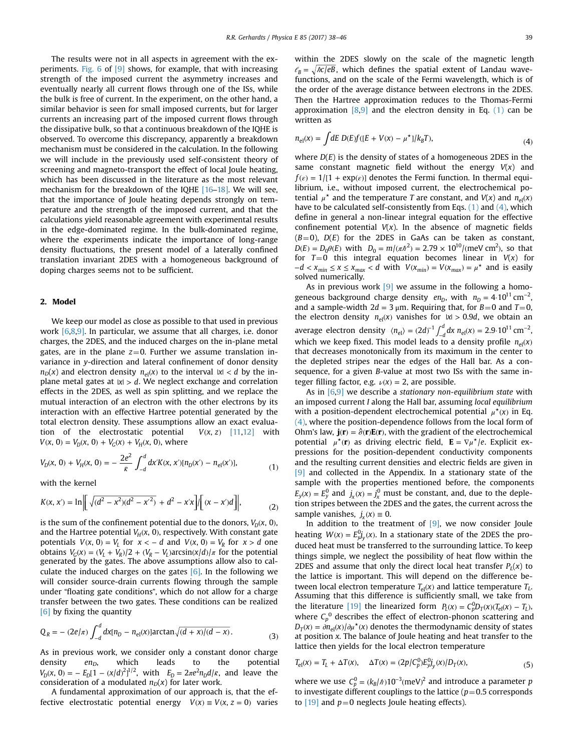The results were not in all aspects in agreement with the experiments. Fig. 6 of [9] shows, for example, that with increasing strength of the imposed current the asymmetry increases and eventually nearly all current flows through one of the ISs, while the bulk is free of current. In the experiment, on the other hand, a similar behavior is seen for small imposed currents, but for larger currents an increasing part of the imposed current flows through the dissipative bulk, so that a continuous breakdown of the IQHE is observed. To overcome this discrepancy, apparently a breakdown mechanism must be considered in the calculation. In the following we will include in the previously used self-consistent theory of screening and magneto-transport the effect of local Joule heating, which has been discussed in the literature as the most relevant mechanism for the breakdown of the IQHE [16–18]. We will see, that the importance of Joule heating depends strongly on temperature and the strength of the imposed current, and that the calculations yield reasonable agreement with experimental results in the edge-dominated regime. In the bulk-dominated regime, where the experiments indicate the importance of long-range density fluctuations, the present model of a laterally confined translation invariant 2DES with a homogeneous background of doping charges seems not to be sufficient.

## 2. Model

We keep our model as close as possible to that used in previous work [6,8,9]. In particular, we assume that all charges, i.e. donor charges, the 2DES, and the induced charges on the in-plane metal gates, are in the plane $z=0$. Further we assume translation invariance in $y$-direction and lateral confinement of donor density $n_D(x)$ and electron density $n_{el}(x)$ to the interval $|x| < d$ by the in-plane metal gates at $|x| > d$. We neglect exchange and correlation effects in the 2DES, as well as spin splitting, and we replace the mutual interaction of an electron with the other electrons by its interaction with an effective Hartree potential generated by the total electron density. These assumptions allow an exact evaluation of the electrostatic potential $V(x, z)$ [11,12] with $V(x, 0) = V_D(x, 0) + V_G(x) + V_H(x, 0)$, where

$$V_D(x, 0) + V_H(x, 0) = -\frac{2e^2}{\kappa}\int_{-d}^{d} dx' K(x, x')[n_D(x') - n_{el}(x')], \tag{1}$$

with the kernel

$$K(x, x') = \ln\left|\left[\sqrt{(d^2 - x^2)(d^2 - x'^2)} + d^2 - x'x\right]/\left[(x - x')d\right]\right|, \tag{2}$$

is the sum of the confinement potential due to the donors, $V_D(x, 0)$, and the Hartree potential $V_H(x, 0)$, respectively. With constant gate potentials $V(x, 0) = V_L$ for $x < -d$ and $V(x, 0) = V_R$ for $x > d$ one obtains $V_G(x) = (V_L + V_R)/2 + (V_R - V_L)\arcsin(x/d)/\pi$ for the potential generated by the gates. The above assumptions allow also to calculate the induced charges on the gates [6]. In the following we will consider source-drain currents flowing through the sample under "floating gate conditions", which do not allow for a charge transfer between the two gates. These conditions can be realized [6] by fixing the quantity

$$Q_R = -(2e/\pi)\int_{-d}^{d} dx[n_D - n_{el}(x)]\arctan\sqrt{(d + x)/(d - x)}. \tag{3}$$

As in previous work, we consider only a constant donor charge density $en_D$, which leads to the potential $V_D(x, 0) = -E_D[1 - (x/d)^2]^{1/2}$, with $E_D = 2\pi e^2 n_D d/\kappa$, and leave the consideration of a modulated $n_D(x)$ for later work.

A fundamental approximation of our approach is, that the effective electrostatic potential energy $V(x) \equiv V(x, z = 0)$ varies within the 2DES slowly on the scale of the magnetic length $\ell_B = \sqrt{\hbar c/eB}$, which defines the spatial extent of Landau wavefunctions, and on the scale of the Fermi wavelength, which is of the order of the average distance between electrons in the 2DES. Then the Hartree approximation reduces to the Thomas-Fermi approximation [8,9] and the electron density in Eq. (1) can be written as

$$n_{el}(x) = \int dE\, D(E) f([E + V(x) - \mu^\star]/k_B T), \tag{4}$$

where $D(E)$ is the density of states of a homogeneous 2DES in the same constant magnetic field without the energy $V(x)$ and $f(\varepsilon) = 1/[1 + \exp(\varepsilon)]$ denotes the Fermi function. In thermal equilibrium, i.e., without imposed current, the electrochemical potential $\mu^\star$ and the temperature $T$ are constant, and $V(x)$ and $n_{el}(x)$ have to be calculated self-consistently from Eqs. (1) and (4), which define in general a non-linear integral equation for the effective confinement potential $V(x)$. In the absence of magnetic fields ($B=0$), $D(E)$ for the 2DES in GaAs can be taken as constant, $D(E) = D_0\theta(E)$ with $D_0 = m/(\pi\hbar^2) = 2.79 \times 10^{10}/(\text{meV cm}^2)$, so that for $T=0$ this integral equation becomes linear in $V(x)$ for $-d < x_{min} \le x \le x_{max} < d$ with $V(x_{min}) = V(x_{max}) = \mu^\star$ and is easily solved numerically.

As in previous work [9] we assume in the following a homogeneous background charge density $en_D$, with $n_D = 4\cdot 10^{11}\,\text{cm}^{-2}$, and a sample-width $2d = 3\,\mu\text{m}$. Requiring that, for $B=0$ and $T=0$, the electron density $n_{el}(x)$ vanishes for $|x| > 0.9d$, we obtain an average electron density $\langle n_{el}\rangle = (2d)^{-1}\int_{-d}^{d} dx\, n_{el}(x) = 2.9\cdot 10^{11}\,\text{cm}^{-2}$, which we keep fixed. This model leads to a density profile $n_{el}(x)$ that decreases monotonically from its maximum in the center to the depleted stripes near the edges of the Hall bar. As a consequence, for a given $B$-value at most two ISs with the same integer filling factor, e.g. $\nu(x) = 2$, are possible.

As in [6,9] we describe a *stationary non-equilibrium state* with an imposed current $I$ along the Hall bar, assuming *local equilibrium* with a position-dependent electrochemical potential $\mu^\star(x)$ in Eq. (4), where the position-dependence follows from the local form of Ohm's law, $\mathbf{j}(\mathbf{r}) = \hat{\sigma}(\mathbf{r})\mathbf{E}(\mathbf{r})$, with the gradient of the electrochemical potential $\mu^\star(\mathbf{r})$ as driving electric field, $\mathbf{E} = \nabla\mu^\star/e$. Explicit expressions for the position-dependent conductivity components and the resulting current densities and electric fields are given in [9] and collected in the Appendix. In a stationary state of the sample with the properties mentioned before, the components $E_y(x) = E_y^0$ and $j_x(x) = j_x^0$ must be constant, and, due to the depletion stripes between the 2DES and the gates, the current across the sample vanishes, $j_x(x) \equiv 0$.

In addition to the treatment of [9], we now consider Joule heating $W(x) = E_y^0 j_y(x)$. In a stationary state of the 2DES the produced heat must be transferred to the surrounding lattice. To keep things simple, we neglect the possibility of heat flow within the 2DES and assume that only the direct local heat transfer $P_L(x)$ to the lattice is important. This will depend on the difference between local electron temperature $T_{el}(x)$ and lattice temperature $T_L$. Assuming that this difference is sufficiently small, we take from the literature [19] the linearized form $P_L(x) = C_p^0 D_T(x)(T_{el}(x) - T_L)$, where $C_p^0$ describes the effect of electron-phonon scattering and $D_T(x) = \partial n_{el}(x)/\partial\mu^\star(x)$ denotes the thermodynamic density of states at position $x$. The balance of Joule heating and heat transfer to the lattice then yields for the local electron temperature

$$T_{el}(x) = T_L + \Delta T(x), \quad \Delta T(x) = (2p/C_p^0)E_y^0 j_y(x)/D_T(x), \tag{5}$$

where we use $C_p^0 = (k_B/\hbar)10^{-3}(\text{meV})^2$ and introduce a parameter $p$ to investigate different couplings to the lattice ($p=0.5$ corresponds to [19] and $p=0$ neglects Joule heating effects).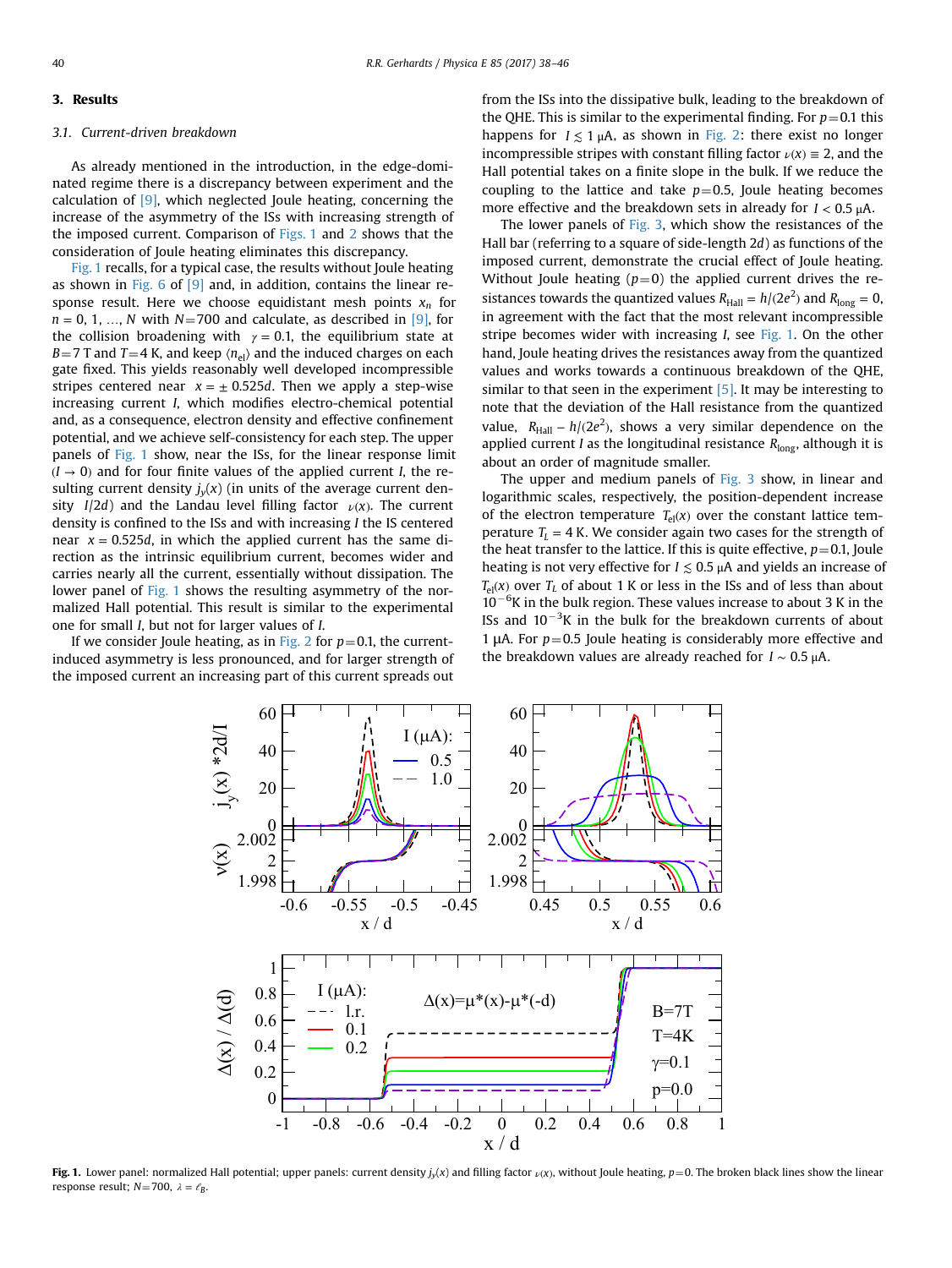## 3. Results

### 3.1. Current-driven breakdown

As already mentioned in the introduction, in the edge-dominated regime there is a discrepancy between experiment and the calculation of [9], which neglected Joule heating, concerning the increase of the asymmetry of the ISs with increasing strength of the imposed current. Comparison of Figs. 1 and 2 shows that the consideration of Joule heating eliminates this discrepancy.

Fig. 1 recalls, for a typical case, the results without Joule heating as shown in Fig. 6 of [9] and, in addition, contains the linear response result. Here we choose equidistant mesh points $x_n$ for $n = 0, 1, \ldots, N$ with $N=700$ and calculate, as described in [9], for the collision broadening with $\gamma = 0.1$, the equilibrium state at $B=7$ T and $T=4$ K, and keep $\langle n_{\rm el} \rangle$ and the induced charges on each gate fixed. This yields reasonably well developed incompressible stripes centered near $x = \pm 0.525d$. Then we apply a step-wise increasing current $I$, which modifies electro-chemical potential and, as a consequence, electron density and effective confinement potential, and we achieve self-consistency for each step. The upper panels of Fig. 1 show, near the ISs, for the linear response limit $(I \to 0)$ and for four finite values of the applied current $I$, the resulting current density $j_y(x)$ (in units of the average current density $I/2d$) and the Landau level filling factor $\nu(x)$. The current density is confined to the ISs and with increasing $I$ the IS centered near $x = 0.525d$, in which the applied current has the same direction as the intrinsic equilibrium current, becomes wider and carries nearly all the current, essentially without dissipation. The lower panel of Fig. 1 shows the resulting asymmetry of the normalized Hall potential. This result is similar to the experimental one for small $I$, but not for larger values of $I$.

If we consider Joule heating, as in Fig. 2 for $p=0.1$, the current-induced asymmetry is less pronounced, and for larger strength of the imposed current an increasing part of this current spreads out from the ISs into the dissipative bulk, leading to the breakdown of the QHE. This is similar to the experimental finding. For $p=0.1$ this happens for $I \lesssim 1$ μA, as shown in Fig. 2: there exist no longer incompressible stripes with constant filling factor $\nu(x) \equiv 2$, and the Hall potential takes on a finite slope in the bulk. If we reduce the coupling to the lattice and take $p=0.5$, Joule heating becomes more effective and the breakdown sets in already for $I < 0.5$ μA.

The lower panels of Fig. 3, which show the resistances of the Hall bar (referring to a square of side-length $2d$) as functions of the imposed current, demonstrate the crucial effect of Joule heating. Without Joule heating ($p=0$) the applied current drives the resistances towards the quantized values $R_{\rm Hall} = h/(2e^2)$ and $R_{\rm long} = 0$, in agreement with the fact that the most relevant incompressible stripe becomes wider with increasing $I$, see Fig. 1. On the other hand, Joule heating drives the resistances away from the quantized values and works towards a continuous breakdown of the QHE, similar to that seen in the experiment [5]. It may be interesting to note that the deviation of the Hall resistance from the quantized value, $R_{\rm Hall} - h/(2e^2)$, shows a very similar dependence on the applied current $I$ as the longitudinal resistance $R_{\rm long}$, although it is about an order of magnitude smaller.

The upper and medium panels of Fig. 3 show, in linear and logarithmic scales, respectively, the position-dependent increase of the electron temperature $T_{\rm el}(x)$ over the constant lattice temperature $T_L = 4$ K. We consider again two cases for the strength of the heat transfer to the lattice. If this is quite effective, $p=0.1$, Joule heating is not very effective for $I \lesssim 0.5$ μA and yields an increase of $T_{\rm el}(x)$ over $T_L$ of about 1 K or less in the ISs and of less than about $10^{-6}$K in the bulk region. These values increase to about 3 K in the ISs and $10^{-3}$K in the bulk for the breakdown currents of about 1 μA. For $p=0.5$ Joule heating is considerably more effective and the breakdown values are already reached for $I \sim 0.5$ μA.

**Fig. 1.** Lower panel: normalized Hall potential; upper panels: current density $j_y(x)$ and filling factor $\nu(x)$, without Joule heating, $p=0$. The broken black lines show the linear response result; $N=700$, $\lambda = \ell_B$.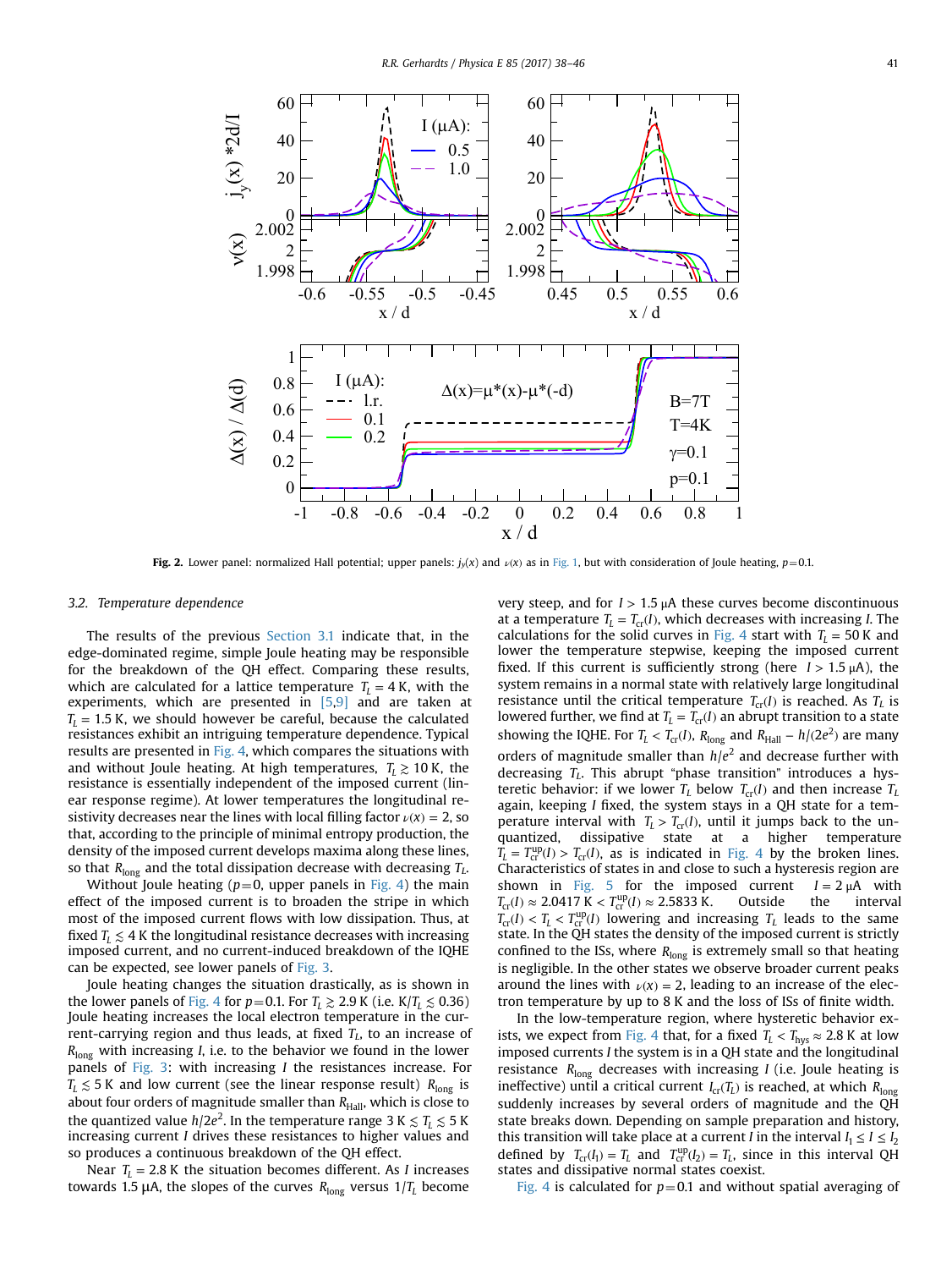**Fig. 2.** Lower panel: normalized Hall potential; upper panels: $j_y(x)$ and $\nu(x)$ as in Fig. 1, but with consideration of Joule heating, $p$=0.1.

### 3.2. Temperature dependence

The results of the previous Section 3.1 indicate that, in the edge-dominated regime, simple Joule heating may be responsible for the breakdown of the QH effect. Comparing these results, which are calculated for a lattice temperature $T_L = 4$ K, with the experiments, which are presented in [5,9] and are taken at $T_L = 1.5$ K, we should however be careful, because the calculated resistances exhibit an intriguing temperature dependence. Typical results are presented in Fig. 4, which compares the situations with and without Joule heating. At high temperatures, $T_L \gtrsim 10$ K, the resistance is essentially independent of the imposed current (linear response regime). At lower temperatures the longitudinal resistivity decreases near the lines with local filling factor $\nu(x) = 2$, so that, according to the principle of minimal entropy production, the density of the imposed current develops maxima along these lines, so that $R_{\text{long}}$ and the total dissipation decrease with decreasing $T_L$.

Without Joule heating ($p$=0, upper panels in Fig. 4) the main effect of the imposed current is to broaden the stripe in which most of the imposed current flows with low dissipation. Thus, at fixed $T_L \lesssim 4$ K the longitudinal resistance decreases with increasing imposed current, and no current-induced breakdown of the IQHE can be expected, see lower panels of Fig. 3.

Joule heating changes the situation drastically, as is shown in the lower panels of Fig. 4 for $p$=0.1. For $T_L \gtrsim 2.9$ K (i.e. $\text{K}/T_L \lesssim 0.36$) Joule heating increases the local electron temperature in the current-carrying region and thus leads, at fixed $T_L$, to an increase of $R_{\text{long}}$ with increasing $I$, i.e. to the behavior we found in the lower panels of Fig. 3: with increasing $I$ the resistances increase. For $T_L \lesssim 5$ K and low current (see the linear response result) $R_{\text{long}}$ is about four orders of magnitude smaller than $R_{\text{Hall}}$, which is close to the quantized value $h/2e^2$. In the temperature range $3\text{ K} \lesssim T_L \lesssim 5$ K increasing current $I$ drives these resistances to higher values and so produces a continuous breakdown of the QH effect.

Near $T_L = 2.8$ K the situation becomes different. As $I$ increases towards 1.5 μA, the slopes of the curves $R_{\text{long}}$ versus $1/T_L$ become very steep, and for $I > 1.5$ μA these curves become discontinuous at a temperature $T_L = T_{\text{cr}}(I)$, which decreases with increasing $I$. The calculations for the solid curves in Fig. 4 start with $T_L = 50$ K and lower the temperature stepwise, keeping the imposed current fixed. If this current is sufficiently strong (here $I > 1.5$ μA), the system remains in a normal state with relatively large longitudinal resistance until the critical temperature $T_{\text{cr}}(I)$ is reached. As $T_L$ is lowered further, we find at $T_L = T_{\text{cr}}(I)$ an abrupt transition to a state showing the IQHE. For $T_L < T_{\text{cr}}(I)$, $R_{\text{long}}$ and $R_{\text{Hall}} - h/(2e^2)$ are many orders of magnitude smaller than $h/e^2$ and decrease further with decreasing $T_L$. This abrupt "phase transition" introduces a hysteretic behavior: if we lower $T_L$ below $T_{\text{cr}}(I)$ and then increase $T_L$ again, keeping $I$ fixed, the system stays in a QH state for a temperature interval with $T_L > T_{\text{cr}}(I)$, until it jumps back to the unquantized, dissipative state at a higher temperature $T_L = T_{\text{cr}}^{\text{up}}(I) > T_{\text{cr}}(I)$, as is indicated in Fig. 4 by the broken lines. Characteristics of states in and close to such a hysteresis region are shown in Fig. 5 for the imposed current $I = 2$ μA with $T_{\text{cr}}(I) \approx 2.0417\text{ K} < T_{\text{cr}}^{\text{up}}(I) \approx 2.5833$ K. Outside the interval $T_{\text{cr}}(I) < T_L < T_{\text{cr}}^{\text{up}}(I)$ lowering and increasing $T_L$ leads to the same state. In the QH states the density of the imposed current is strictly confined to the ISs, where $R_{\text{long}}$ is extremely small so that heating is negligible. In the other states we observe broader current peaks around the lines with $\nu(x) = 2$, leading to an increase of the electron temperature by up to 8 K and the loss of ISs of finite width.

In the low-temperature region, where hysteretic behavior exists, we expect from Fig. 4 that, for a fixed $T_L < T_{\text{hys}} \approx 2.8$ K at low imposed currents $I$ the system is in a QH state and the longitudinal resistance $R_{\text{long}}$ decreases with increasing $I$ (i.e. Joule heating is ineffective) until a critical current $I_{\text{cr}}(T_L)$ is reached, at which $R_{\text{long}}$ suddenly increases by several orders of magnitude and the QH state breaks down. Depending on sample preparation and history, this transition will take place at a current $I$ in the interval $I_1 \le I \le I_2$ defined by $T_{\text{cr}}(I_1) = T_L$ and $T_{\text{cr}}^{\text{up}}(I_2) = T_L$, since in this interval QH states and dissipative normal states coexist.

Fig. 4 is calculated for $p$=0.1 and without spatial averaging of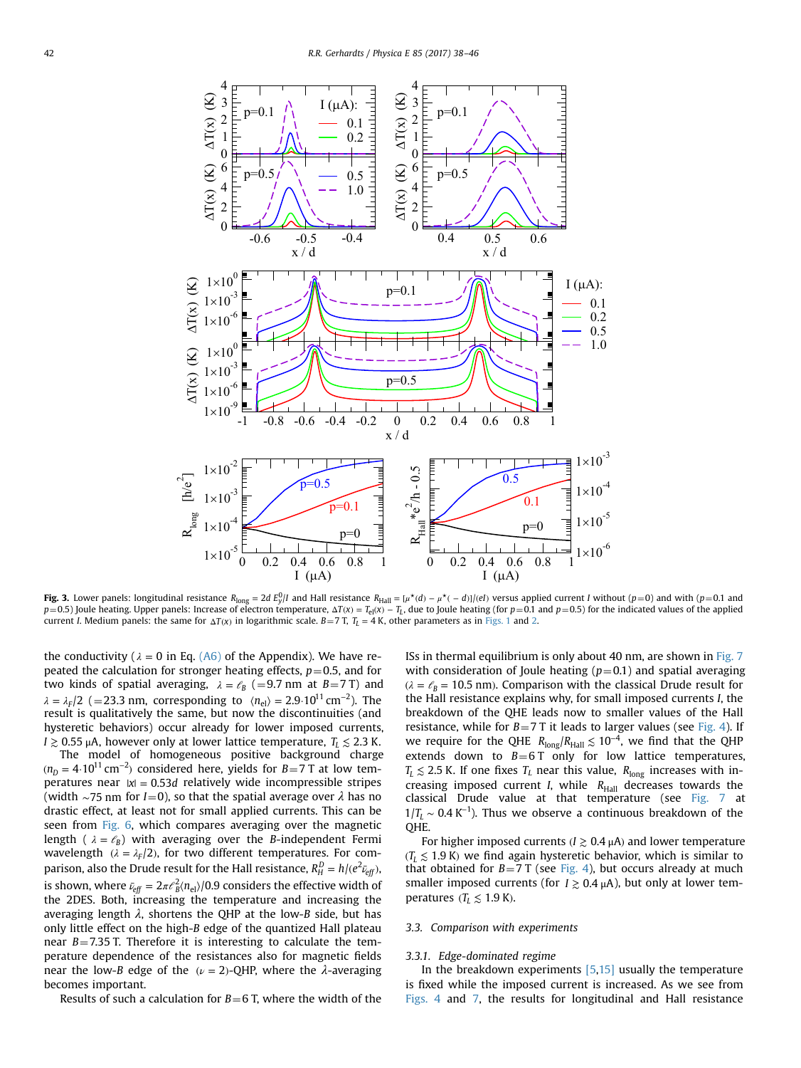**Fig. 3.** Lower panels: longitudinal resistance $R_{\rm long} = 2d\, E_y^0/I$ and Hall resistance $R_{\rm Hall} = [\mu^\star(d) - \mu^\star(-d)]/(eI)$ versus applied current $I$ without ($p$=0) and with ($p$=0.1 and $p$=0.5) Joule heating. Upper panels: Increase of electron temperature, $\Delta T(x) = T_{\rm el}(x) - T_L$, due to Joule heating (for $p$=0.1 and $p$=0.5) for the indicated values of the applied current $I$. Medium panels: the same for $\Delta T(x)$ in logarithmic scale. $B$=7 T, $T_L$ = 4 K, other parameters as in Figs. 1 and 2.

the conductivity ($\lambda = 0$ in Eq. (A6) of the Appendix). We have repeated the calculation for stronger heating effects, $p$=0.5, and for two kinds of spatial averaging, $\lambda = \ell_B$ (=9.7 nm at $B$=7 T) and $\lambda = \lambda_F/2$ (=23.3 nm, corresponding to $\langle n_{\rm el}\rangle = 2.9\cdot 10^{11}\,{\rm cm}^{-2}$). The result is qualitatively the same, but now the discontinuities (and hysteretic behaviors) occur already for lower imposed currents, $I \gtrsim 0.55\,\mu$A, however only at lower lattice temperature, $T_L \lesssim 2.3$ K.

The model of homogeneous positive background charge ($n_D = 4\cdot 10^{11}\,{\rm cm}^{-2}$) considered here, yields for $B$=7 T at low temperatures near $|x| = 0.53d$ relatively wide incompressible stripes (width ~75 nm for $I$=0), so that the spatial average over $\lambda$ has no drastic effect, at least not for small applied currents. This can be seen from Fig. 6, which compares averaging over the magnetic length ($\lambda = \ell_B$) with averaging over the $B$-independent Fermi wavelength ($\lambda = \lambda_F/2$), for two different temperatures. For comparison, also the Drude result for the Hall resistance, $R_H^D = h/(e^2\bar{\nu}_{\it eff})$, is shown, where $\bar{\nu}_{\it eff} = 2\pi\ell_B^2\langle n_{\rm el}\rangle/0.9$ considers the effective width of the 2DES. Both, increasing the temperature and increasing the averaging length $\lambda$, shortens the QHP at the low-$B$ side, but has only little effect on the high-$B$ edge of the quantized Hall plateau near $B$=7.35 T. Therefore it is interesting to calculate the temperature dependence of the resistances also for magnetic fields near the low-$B$ edge of the ($\nu = 2$)-QHP, where the $\lambda$-averaging becomes important.

Results of such a calculation for $B$=6 T, where the width of the ISs in thermal equilibrium is only about 40 nm, are shown in Fig. 7 with consideration of Joule heating ($p$=0.1) and spatial averaging ($\lambda = \ell_B$ = 10.5 nm). Comparison with the classical Drude result for the Hall resistance explains why, for small imposed currents $I$, the breakdown of the QHE leads now to smaller values of the Hall resistance, while for $B$=7 T it leads to larger values (see Fig. 4). If we require for the QHE $R_{\rm long}/R_{\rm Hall} \lesssim 10^{-4}$, we find that the QHP extends down to $B$=6 T only for low lattice temperatures, $T_L \lesssim 2.5$ K. If one fixes $T_L$ near this value, $R_{\rm long}$ increases with increasing imposed current $I$, while $R_{\rm Hall}$ decreases towards the classical Drude value at that temperature (see Fig. 7 at $1/T_L \sim 0.4\,{\rm K}^{-1}$). Thus we observe a continuous breakdown of the QHE.

For higher imposed currents ($I \gtrsim 0.4\,\mu$A) and lower temperature ($T_L \lesssim 1.9$ K) we find again hysteretic behavior, which is similar to that obtained for $B$=7 T (see Fig. 4), but occurs already at much smaller imposed currents (for $I \gtrsim 0.4\,\mu$A), but only at lower temperatures ($T_L \lesssim 1.9$ K).

### 3.3. Comparison with experiments

#### 3.3.1. Edge-dominated regime

In the breakdown experiments [5,15] usually the temperature is fixed while the imposed current is increased. As we see from Figs. 4 and 7, the results for longitudinal and Hall resistance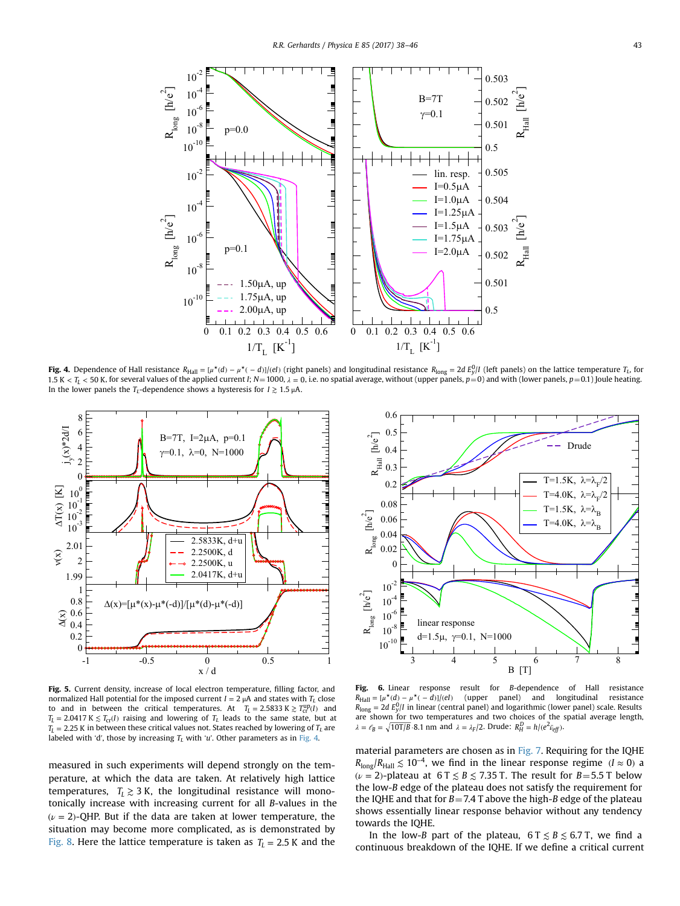**Fig. 4.** Dependence of Hall resistance $R_{Hall} = [\mu^\star(d) - \mu^\star(-d)]/(eI)$ (right panels) and longitudinal resistance $R_{long} = 2d\, E_y^0/I$ (left panels) on the lattice temperature $T_L$, for $1.5\,\text{K} < T_L < 50\,\text{K}$, for several values of the applied current $I$; $N=1000$, $\lambda = 0$, i.e. no spatial average, without (upper panels, $p=0$) and with (lower panels, $p=0.1$) Joule heating. In the lower panels the $T_L$-dependence shows a hysteresis for $I \gtrsim 1.5\,\mu\text{A}$.

**Fig. 5.** Current density, increase of local electron temperature, filling factor, and normalized Hall potential for the imposed current $I = 2\,\mu\text{A}$ and states with $T_L$ close to and in between the critical temperatures. At $T_L = 2.5833\,\text{K} \gtrsim T_{cr}^{up}(I)$ and $T_L = 2.0417\,\text{K} \lesssim T_{cr}(I)$ raising and lowering of $T_L$ leads to the same state, but at $T_L = 2.25\,\text{K}$ in between these critical values not. States reached by lowering of $T_L$ are labeled with 'd', those by increasing $T_L$ with 'u'. Other parameters as in Fig. 4.

**Fig. 6.** Linear response result for $B$-dependence of Hall resistance $R_{Hall} = [\mu^\star(d) - \mu^\star(-d)]/(eI)$ (upper panel) and longitudinal resistance $R_{long} = 2d\, E_y^0/I$ in linear (central panel) and logarithmic (lower panel) scale. Results are shown for two temperatures and two choices of the spatial average length, $\lambda = \ell_B = \sqrt{10\text{T}/B} \cdot 8.1\,\text{nm}$ and $\lambda = \lambda_F/2$. Drude: $R_H^D = h/(e^2 \nu_{eff})$.

measured in such experiments will depend strongly on the temperature, at which the data are taken. At relatively high lattice temperatures, $T_L \gtrsim 3\,\text{K}$, the longitudinal resistance will monotonically increase with increasing current for all $B$-values in the ($\nu = 2$)-QHP. But if the data are taken at lower temperature, the situation may become more complicated, as is demonstrated by Fig. 8. Here the lattice temperature is taken as $T_L = 2.5\,\text{K}$ and the material parameters are chosen as in Fig. 7. Requiring for the IQHE $R_{long}/R_{Hall} \lesssim 10^{-4}$, we find in the linear response regime ($I \approx 0$) a ($\nu = 2$)-plateau at $6\,\text{T} \lesssim B \lesssim 7.35\,\text{T}$. The result for $B = 5.5\,\text{T}$ below the low-$B$ edge of the plateau does not satisfy the requirement for the IQHE and that for $B = 7.4\,\text{T}$ above the high-$B$ edge of the plateau shows essentially linear response behavior without any tendency towards the IQHE.

In the low-$B$ part of the plateau, $6\,\text{T} \lesssim B \lesssim 6.7\,\text{T}$, we find a continuous breakdown of the IQHE. If we define a critical current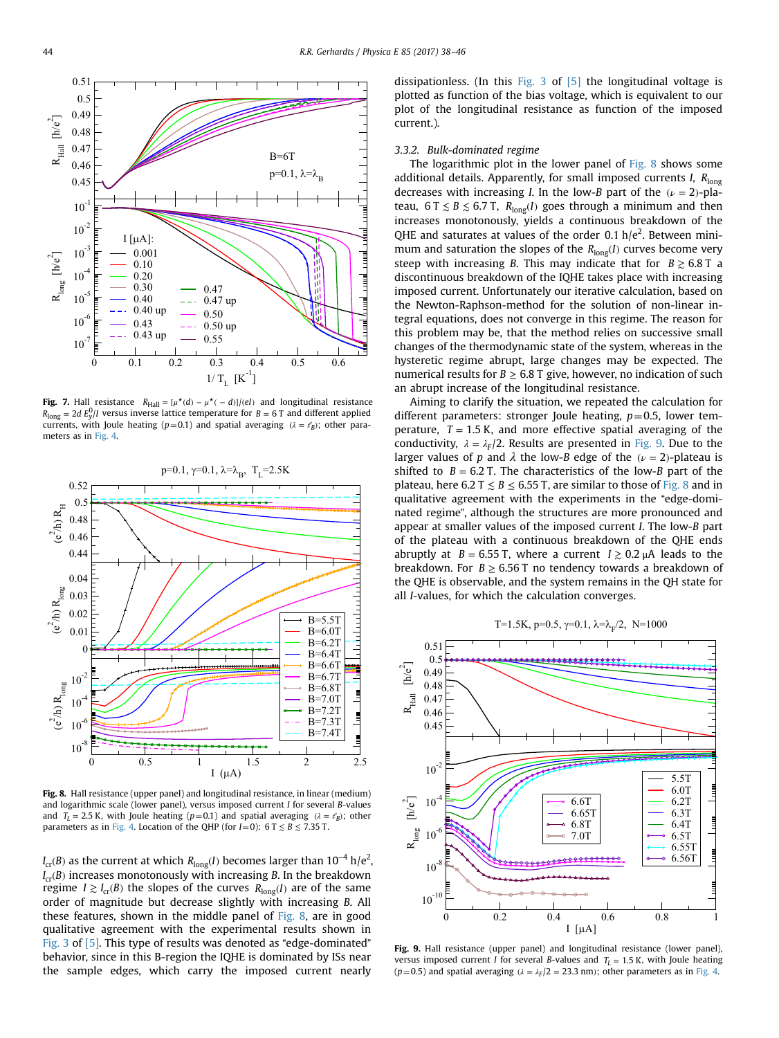**Fig. 7.** Hall resistance $R_{Hall} = [\mu^\star(d) - \mu^\star(-d)]/(eI)$ and longitudinal resistance $R_{long} = 2d\, E_y^0/I$ versus inverse lattice temperature for $B = 6$ T and different applied currents, with Joule heating ($p$=0.1) and spatial averaging ($\lambda = \ell_B$); other parameters as in Fig. 4.

**Fig. 8.** Hall resistance (upper panel) and longitudinal resistance, in linear (medium) and logarithmic scale (lower panel), versus imposed current $I$ for several $B$-values and $T_L = 2.5$ K, with Joule heating ($p$=0.1) and spatial averaging ($\lambda = \ell_B$); other parameters as in Fig. 4. Location of the QHP (for $I$=0): 6 T $\lesssim B \lesssim$ 7.35 T.

$I_{cr}(B)$ as the current at which $R_{long}(I)$ becomes larger than $10^{-4}$ h/e$^2$, $I_{cr}(B)$ increases monotonously with increasing $B$. In the breakdown regime $I \gtrsim I_{cr}(B)$ the slopes of the curves $R_{long}(I)$ are of the same order of magnitude but decrease slightly with increasing $B$. All these features, shown in the middle panel of Fig. 8, are in good qualitative agreement with the experimental results shown in Fig. 3 of [5]. This type of results was denoted as "edge-dominated" behavior, since in this B-region the IQHE is dominated by ISs near the sample edges, which carry the imposed current nearly dissipationless. (In this Fig. 3 of [5] the longitudinal voltage is plotted as function of the bias voltage, which is equivalent to our plot of the longitudinal resistance as function of the imposed current.).

### 3.3.2. Bulk-dominated regime

The logarithmic plot in the lower panel of Fig. 8 shows some additional details. Apparently, for small imposed currents $I$, $R_{long}$ decreases with increasing $I$. In the low-$B$ part of the ($\nu = 2$)-plateau, 6 T $\lesssim B \lesssim$ 6.7 T, $R_{long}(I)$ goes through a minimum and then increases monotonously, yields a continuous breakdown of the QHE and saturates at values of the order 0.1 h/e$^2$. Between minimum and saturation the slopes of the $R_{long}(I)$ curves become very steep with increasing $B$. This may indicate that for $B \gtrsim 6.8$ T a discontinuous breakdown of the IQHE takes place with increasing imposed current. Unfortunately our iterative calculation, based on the Newton-Raphson-method for the solution of non-linear integral equations, does not converge in this regime. The reason for this problem may be, that the method relies on successive small changes of the thermodynamic state of the system, whereas in the hysteretic regime abrupt, large changes may be expected. The numerical results for $B \geq 6.8$ T give, however, no indication of such an abrupt increase of the longitudinal resistance.

Aiming to clarify the situation, we repeated the calculation for different parameters: stronger Joule heating, $p$=0.5, lower temperature, $T = 1.5$ K, and more effective spatial averaging of the conductivity, $\lambda = \lambda_F/2$. Results are presented in Fig. 9. Due to the larger values of $p$ and $\lambda$ the low-$B$ edge of the ($\nu = 2$)-plateau is shifted to $B = 6.2$ T. The characteristics of the low-$B$ part of the plateau, here 6.2 T $\lesssim B \lesssim$ 6.55 T, are similar to those of Fig. 8 and in qualitative agreement with the experiments in the "edge-dominated regime", although the structures are more pronounced and appear at smaller values of the imposed current $I$. The low-$B$ part of the plateau with a continuous breakdown of the QHE ends abruptly at $B = 6.55$ T, where a current $I \gtrsim 0.2$ μA leads to the breakdown. For $B \gtrsim 6.56$ T no tendency towards a breakdown of the QHE is observable, and the system remains in the QH state for all $I$-values, for which the calculation converges.

**Fig. 9.** Hall resistance (upper panel) and longitudinal resistance (lower panel), versus imposed current $I$ for several $B$-values and $T_L = 1.5$ K, with Joule heating ($p$=0.5) and spatial averaging ($\lambda = \lambda_F/2 = 23.3$ nm); other parameters as in Fig. 4.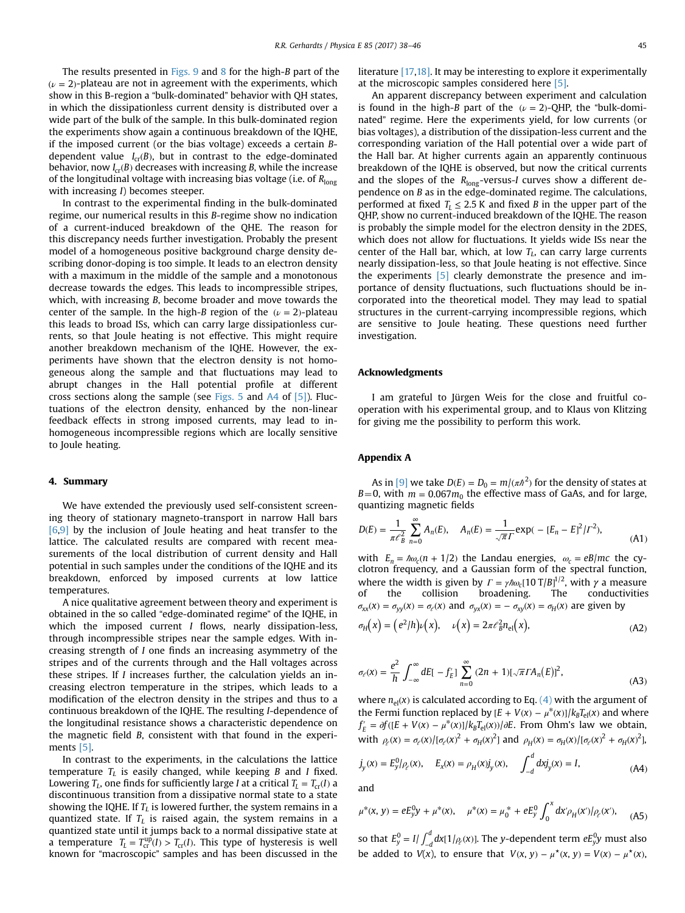The results presented in Figs. 9 and 8 for the high-$B$ part of the ($\nu = 2$)-plateau are not in agreement with the experiments, which show in this B-region a "bulk-dominated" behavior with QH states, in which the dissipationless current density is distributed over a wide part of the bulk of the sample. In this bulk-dominated region the experiments show again a continuous breakdown of the IQHE, if the imposed current (or the bias voltage) exceeds a certain $B$-dependent value $I_{cr}(B)$, but in contrast to the edge-dominated behavior, now $I_{cr}(B)$ decreases with increasing $B$, while the increase of the longitudinal voltage with increasing bias voltage (i.e. of $R_{long}$ with increasing $I$) becomes steeper.

In contrast to the experimental finding in the bulk-dominated regime, our numerical results in this $B$-regime show no indication of a current-induced breakdown of the QHE. The reason for this discrepancy needs further investigation. Probably the present model of a homogeneous positive background charge density describing donor-doping is too simple. It leads to an electron density with a maximum in the middle of the sample and a monotonous decrease towards the edges. This leads to incompressible stripes, which, with increasing $B$, become broader and move towards the center of the sample. In the high-$B$ region of the ($\nu = 2$)-plateau this leads to broad ISs, which can carry large dissipationless currents, so that Joule heating is not effective. This might require another breakdown mechanism of the IQHE. However, the experiments have shown that the electron density is not homogeneous along the sample and that fluctuations may lead to abrupt changes in the Hall potential profile at different cross sections along the sample (see Figs. 5 and A4 of [5]). Fluctuations of the electron density, enhanced by the non-linear feedback effects in strong imposed currents, may lead to inhomogeneous incompressible regions which are locally sensitive to Joule heating.

## 4. Summary

We have extended the previously used self-consistent screening theory of stationary magneto-transport in narrow Hall bars [6,9] by the inclusion of Joule heating and heat transfer to the lattice. The calculated results are compared with recent measurements of the local distribution of current density and Hall potential in such samples under the conditions of the IQHE and its breakdown, enforced by imposed currents at low lattice temperatures.

A nice qualitative agreement between theory and experiment is obtained in the so called "edge-dominated regime" of the IQHE, in which the imposed current $I$ flows, nearly dissipation-less, through incompressible stripes near the sample edges. With increasing strength of $I$ one finds an increasing asymmetry of the stripes and of the currents through and the Hall voltages across these stripes. If $I$ increases further, the calculation yields an increasing electron temperature in the stripes, which leads to a modification of the electron density in the stripes and thus to a continuous breakdown of the IQHE. The resulting $I$-dependence of the longitudinal resistance shows a characteristic dependence on the magnetic field $B$, consistent with that found in the experiments [5].

In contrast to the experiments, in the calculations the lattice temperature $T_L$ is easily changed, while keeping $B$ and $I$ fixed. Lowering $T_L$, one finds for sufficiently large $I$ at a critical $T_L = T_{cr}(I)$ a discontinuous transition from a dissipative normal state to a state showing the IQHE. If $T_L$ is lowered further, the system remains in a quantized state. If $T_L$ is raised again, the system remains in a quantized state until it jumps back to a normal dissipative state at a temperature $T_L = T_{cr}^{up}(I) > T_{cr}(I)$. This type of hysteresis is well known for "macroscopic" samples and has been discussed in the literature [17,18]. It may be interesting to explore it experimentally at the microscopic samples considered here [5].

An apparent discrepancy between experiment and calculation is found in the high-$B$ part of the ($\nu = 2$)-QHP, the "bulk-dominated" regime. Here the experiments yield, for low currents (or bias voltages), a distribution of the dissipation-less current and the corresponding variation of the Hall potential over a wide part of the Hall bar. At higher currents again an apparently continuous breakdown of the IQHE is observed, but now the critical currents and the slopes of the $R_{long}$-versus-$I$ curves show a different dependence on $B$ as in the edge-dominated regime. The calculations, performed at fixed $T_L \leq 2.5$ K and fixed $B$ in the upper part of the QHP, show no current-induced breakdown of the IQHE. The reason is probably the simple model for the electron density in the 2DES, which does not allow for fluctuations. It yields wide ISs near the center of the Hall bar, which, at low $T_L$, can carry large currents nearly dissipation-less, so that Joule heating is not effective. Since the experiments [5] clearly demonstrate the presence and importance of density fluctuations, such fluctuations should be incorporated into the theoretical model. They may lead to spatial structures in the current-carrying incompressible regions, which are sensitive to Joule heating. These questions need further investigation.

## Acknowledgments

I am grateful to Jürgen Weis for the close and fruitful cooperation with his experimental group, and to Klaus von Klitzing for giving me the possibility to perform this work.

## Appendix A

As in [9] we take $D(E) = D_0 = m/(\pi\hbar^2)$ for the density of states at $B=0$, with $m = 0.067m_0$ the effective mass of GaAs, and for large, quantizing magnetic fields

$$D(E) = \frac{1}{\pi\ell_B^2}\sum_{n=0}^{\infty} A_n(E), \quad A_n(E) = \frac{1}{\sqrt{\pi}\Gamma}\exp(-[E_n - E]^2/\Gamma^2), \tag{A1}$$

with $E_n = \hbar\omega_c(n + 1/2)$ the Landau energies, $\omega_c = eB/mc$ the cyclotron frequency, and a Gaussian form of the spectral function, where the width is given by $\Gamma = \gamma\hbar\omega_c[10\,\mathrm{T}/B]^{1/2}$, with $\gamma$ a measure of the collision broadening. The conductivities $\sigma_{xx}(x) = \sigma_{yy}(x) = \sigma_\ell(x)$ and $\sigma_{yx}(x) = -\sigma_{xy}(x) = \sigma_H(x)$ are given by

$$\sigma_H(x) = (e^2/h)\nu(x), \quad \nu(x) = 2\pi\ell_B^2 n_{el}(x), \tag{A2}$$

$$\sigma_\ell(x) = \frac{e^2}{h}\int_{-\infty}^{\infty} dE[-f_E'] \sum_{n=0}^{\infty}(2n+1)[\sqrt{\pi}\Gamma A_n(E)]^2, \tag{A3}$$

where $n_{el}(x)$ is calculated according to Eq. (4) with the argument of the Fermi function replaced by $[E + V(x) - \mu^*(x)]/k_B T_{el}(x)$ and where $f_E' = \partial f([E + V(x) - \mu^*(x)]/k_B T_{el}(x))/\partial E$. From Ohm's law we obtain, with $\rho_\ell(x) = \sigma_\ell(x)/[\sigma_\ell(x)^2 + \sigma_H(x)^2]$ and $\rho_H(x) = \sigma_H(x)/[\sigma_\ell(x)^2 + \sigma_H(x)^2]$,

$$j_y(x) = E_y^0/\rho_\ell(x), \quad E_x(x) = \rho_H(x)j_y(x), \quad \int_{-d}^{d} dx j_y(x) = I, \tag{A4}$$

and

$$\mu^*(x, y) = eE_y^0 y + \mu^*(x), \quad \mu^*(x) = \mu_0^* + eE_y^0\int_0^x dx'\rho_H(x')/\rho_\ell(x'), \tag{A5}$$

so that $E_y^0 = I/\int_{-d}^{d} dx[1/\rho_\ell(x)]$. The $y$-dependent term $eE_y^0 y$ must also be added to $V(x)$, to ensure that $V(x, y) - \mu^\star(x, y) = V(x) - \mu^\star(x)$,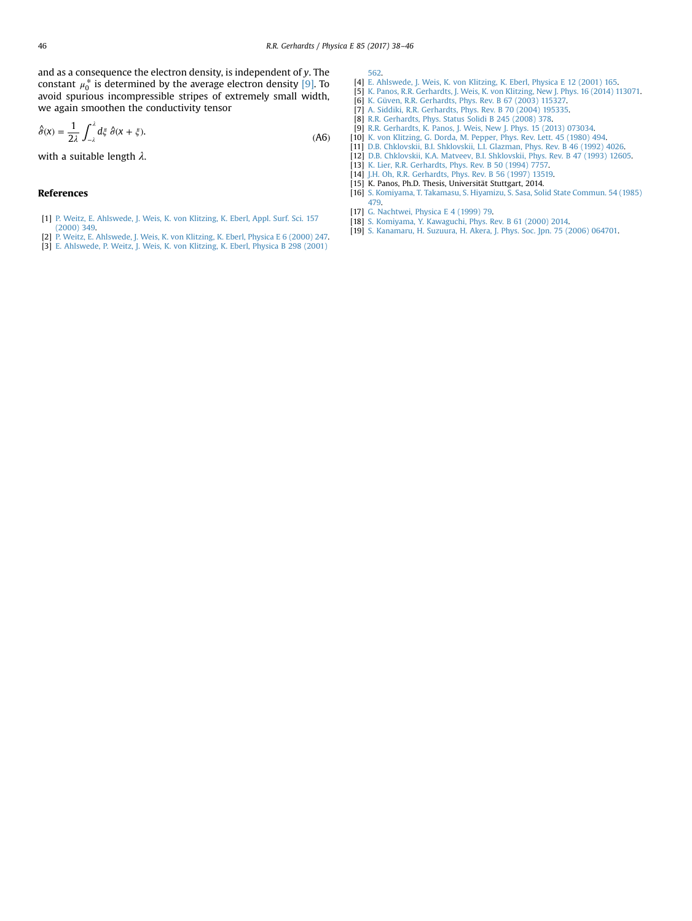and as a consequence the electron density, is independent of $y$. The constant $\mu_0^*$ is determined by the average electron density [9]. To avoid spurious incompressible stripes of extremely small width, we again smoothen the conductivity tensor

$$\hat{\bar{\sigma}}(x) = \frac{1}{2\lambda}\int_{-\lambda}^{\lambda} d\xi \; \hat{\sigma}(x+\xi). \tag{A6}$$

with a suitable length $\lambda$.

## References

[1] P. Weitz, E. Ahlswede, J. Weis, K. von Klitzing, K. Eberl, Appl. Surf. Sci. 157 (2000) 349.
[2] P. Weitz, E. Ahlswede, J. Weis, K. von Klitzing, K. Eberl, Physica E 6 (2000) 247.
[3] E. Ahlswede, P. Weitz, J. Weis, K. von Klitzing, K. Eberl, Physica B 298 (2001) 562.
[4] E. Ahlswede, J. Weis, K. von Klitzing, K. Eberl, Physica E 12 (2001) 165.
[5] K. Panos, R.R. Gerhardts, J. Weis, K. von Klitzing, New J. Phys. 16 (2014) 113071.
[6] K. Güven, R.R. Gerhardts, Phys. Rev. B 67 (2003) 115327.
[7] A. Siddiki, R.R. Gerhardts, Phys. Rev. B 70 (2004) 195335.
[8] R.R. Gerhardts, Phys. Status Solidi B 245 (2008) 378.
[9] R.R. Gerhardts, K. Panos, J. Weis, New J. Phys. 15 (2013) 073034.
[10] K. von Klitzing, G. Dorda, M. Pepper, Phys. Rev. Lett. 45 (1980) 494.
[11] D.B. Chklovskii, B.I. Shklovskii, L.I. Glazman, Phys. Rev. B 46 (1992) 4026.
[12] D.B. Chklovskii, K.A. Matveev, B.I. Shklovskii, Phys. Rev. B 47 (1993) 12605.
[13] K. Lier, R.R. Gerhardts, Phys. Rev. B 50 (1994) 7757.
[14] J.H. Oh, R.R. Gerhardts, Phys. Rev. B 56 (1997) 13519.
[15] K. Panos, Ph.D. Thesis, Universität Stuttgart, 2014.
[16] S. Komiyama, T. Takamasu, S. Hiyamizu, S. Sasa, Solid State Commun. 54 (1985) 479.
[17] G. Nachtwei, Physica E 4 (1999) 79.
[18] S. Komiyama, Y. Kawaguchi, Phys. Rev. B 61 (2000) 2014.
[19] S. Kanamaru, H. Suzuura, H. Akera, J. Phys. Soc. Jpn. 75 (2006) 064701.